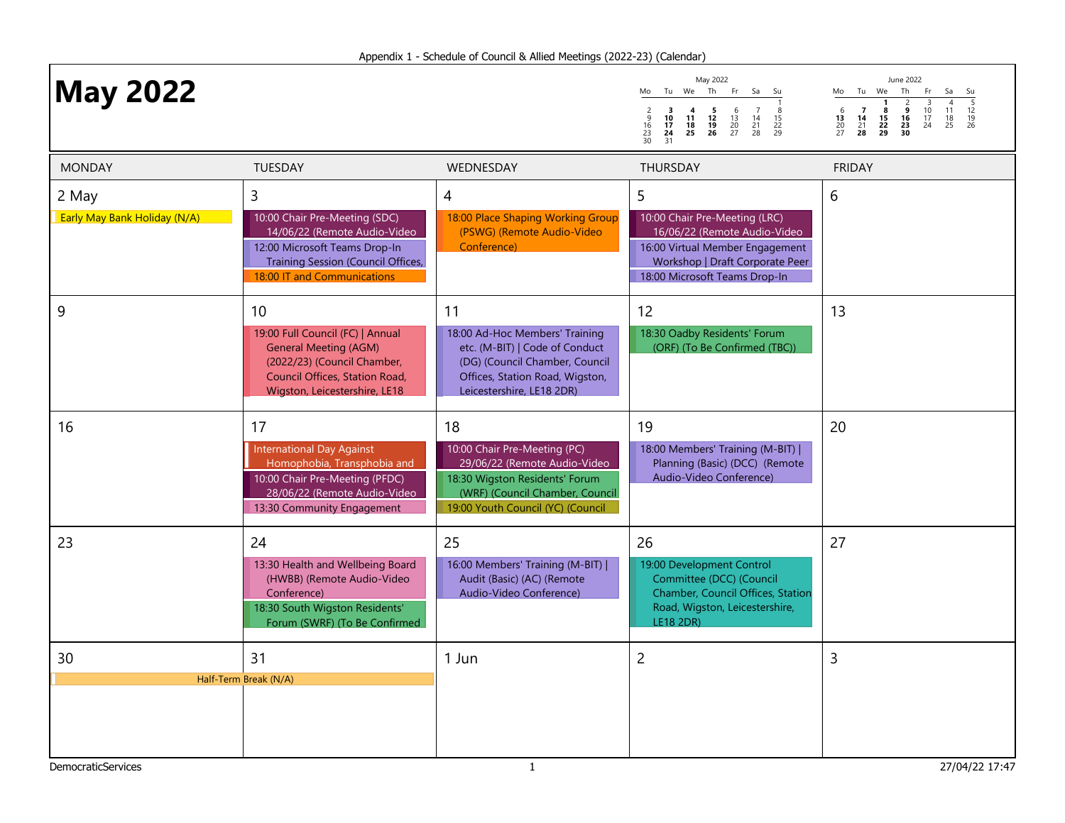Appendix 1 - Schedule of Council & Allied Meetings (2022-23) (Calendar)

# May 2022

| MONDAY | TUESDAY | WEDNESDAY | THURSDAY | FRIDAY |
|---|---|---|---|---|
| 2 May<br>Early May Bank Holiday (N/A) | 3<br>10:00 Chair Pre-Meeting (SDC) 14/06/22 (Remote Audio-Video<br>12:00 Microsoft Teams Drop-In Training Session (Council Offices,<br>18:00 IT and Communications | 4<br>18:00 Place Shaping Working Group (PSWG) (Remote Audio-Video Conference) | 5<br>10:00 Chair Pre-Meeting (LRC) 16/06/22 (Remote Audio-Video<br>16:00 Virtual Member Engagement Workshop \| Draft Corporate Peer<br>18:00 Microsoft Teams Drop-In | 6 |
| 9 | 10<br>19:00 Full Council (FC) \| Annual General Meeting (AGM) (2022/23) (Council Chamber, Council Offices, Station Road, Wigston, Leicestershire, LE18 | 11<br>18:00 Ad-Hoc Members' Training etc. (M-BIT) \| Code of Conduct (DG) (Council Chamber, Council Offices, Station Road, Wigston, Leicestershire, LE18 2DR) | 12<br>18:30 Oadby Residents' Forum (ORF) (To Be Confirmed (TBC)) | 13 |
| 16 | 17<br>International Day Against Homophobia, Transphobia and<br>10:00 Chair Pre-Meeting (PFDC) 28/06/22 (Remote Audio-Video<br>13:30 Community Engagement | 18<br>10:00 Chair Pre-Meeting (PC) 29/06/22 (Remote Audio-Video<br>18:30 Wigston Residents' Forum (WRF) (Council Chamber, Council<br>19:00 Youth Council (YC) (Council | 19<br>18:00 Members' Training (M-BIT) \| Planning (Basic) (DCC) (Remote Audio-Video Conference) | 20 |
| 23 | 24<br>13:30 Health and Wellbeing Board (HWBB) (Remote Audio-Video Conference)<br>18:30 South Wigston Residents' Forum (SWRF) (To Be Confirmed | 25<br>16:00 Members' Training (M-BIT) \| Audit (Basic) (AC) (Remote Audio-Video Conference) | 26<br>19:00 Development Control Committee (DCC) (Council Chamber, Council Offices, Station Road, Wigston, Leicestershire, LE18 2DR) | 27 |
| 30<br>Half-Term Break (N/A) | 31<br>Half-Term Break (N/A) | 1 Jun | 2 | 3 |

DemocraticServices

27/04/22 17:47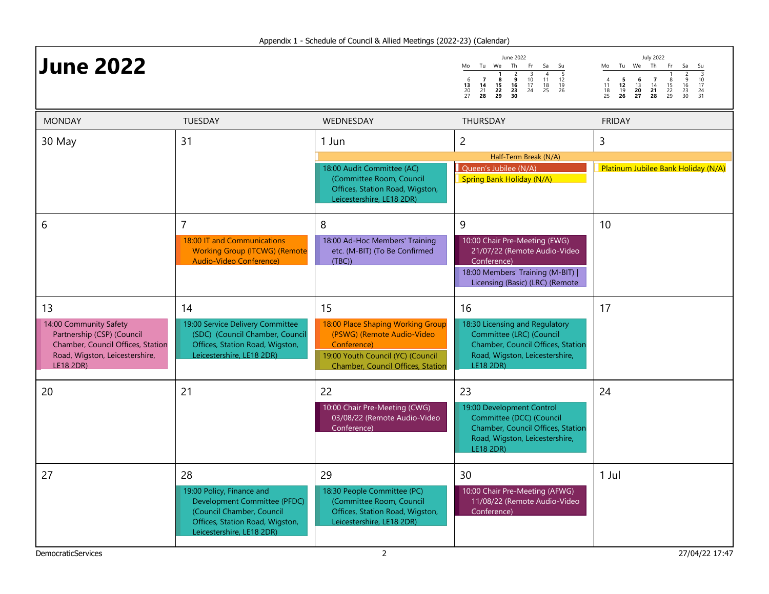Appendix 1 - Schedule of Council & Allied Meetings (2022-23) (Calendar)

# June 2022

| MONDAY | TUESDAY | WEDNESDAY | THURSDAY | FRIDAY |
|---|---|---|---|---|
| 30 May | 31 | 1 Jun<br>Half-Term Break (N/A)<br>18:00 Audit Committee (AC) (Committee Room, Council Offices, Station Road, Wigston, Leicestershire, LE18 2DR) | 2<br>Half-Term Break (N/A)<br>Queen's Jubilee (N/A)<br>Spring Bank Holiday (N/A) | 3<br>Half-Term Break (N/A)<br>Platinum Jubilee Bank Holiday (N/A) |
| 6 | 7<br>18:00 IT and Communications Working Group (ITCWG) (Remote Audio-Video Conference) | 8<br>18:00 Ad-Hoc Members' Training etc. (M-BIT) (To Be Confirmed (TBC)) | 9<br>10:00 Chair Pre-Meeting (EWG) 21/07/22 (Remote Audio-Video Conference)<br>18:00 Members' Training (M-BIT) \| Licensing (Basic) (LRC) (Remote | 10 |
| 13<br>14:00 Community Safety Partnership (CSP) (Council Chamber, Council Offices, Station Road, Wigston, Leicestershire, LE18 2DR) | 14<br>19:00 Service Delivery Committee (SDC) (Council Chamber, Council Offices, Station Road, Wigston, Leicestershire, LE18 2DR) | 15<br>18:00 Place Shaping Working Group (PSWG) (Remote Audio-Video Conference)<br>19:00 Youth Council (YC) (Council Chamber, Council Offices, Station | 16<br>18:30 Licensing and Regulatory Committee (LRC) (Council Chamber, Council Offices, Station Road, Wigston, Leicestershire, LE18 2DR) | 17 |
| 20 | 21 | 22<br>10:00 Chair Pre-Meeting (CWG) 03/08/22 (Remote Audio-Video Conference) | 23<br>19:00 Development Control Committee (DCC) (Council Chamber, Council Offices, Station Road, Wigston, Leicestershire, LE18 2DR) | 24 |
| 27 | 28<br>19:00 Policy, Finance and Development Committee (PFDC) (Council Chamber, Council Offices, Station Road, Wigston, Leicestershire, LE18 2DR) | 29<br>18:30 People Committee (PC) (Committee Room, Council Offices, Station Road, Wigston, Leicestershire, LE18 2DR) | 30<br>10:00 Chair Pre-Meeting (AFWG) 11/08/22 (Remote Audio-Video Conference) | 1 Jul |

DemocraticServices

27/04/22 17:47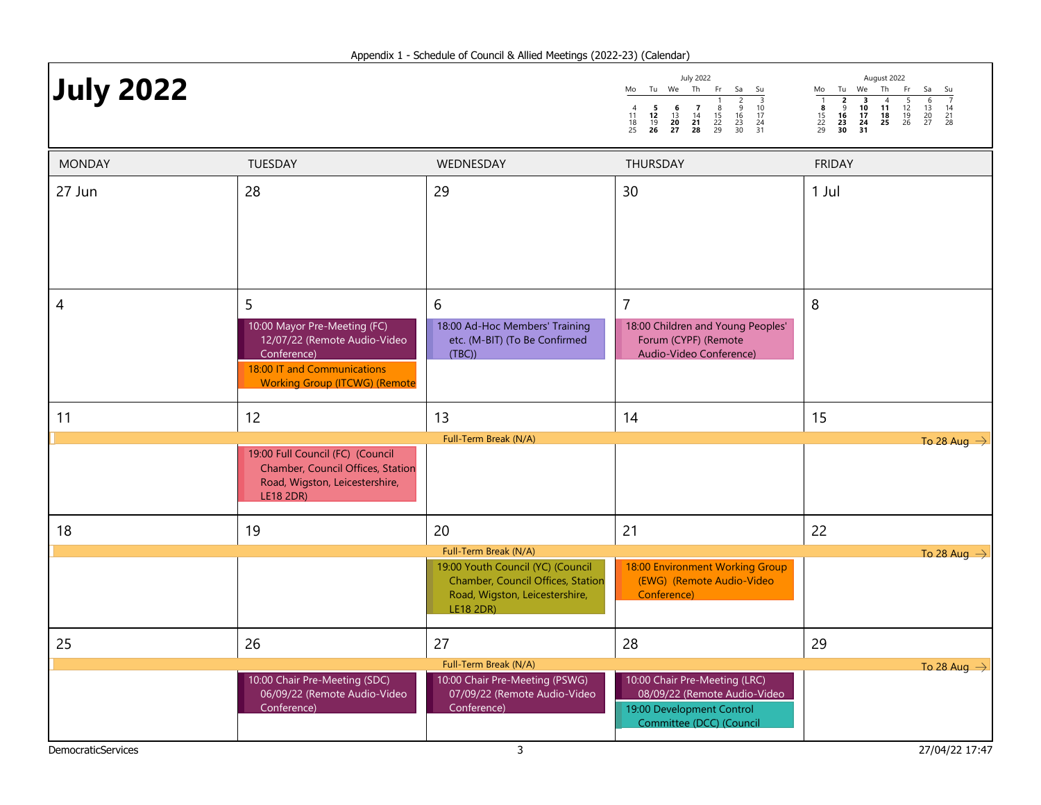Appendix 1 - Schedule of Council & Allied Meetings (2022-23) (Calendar)

# July 2022

| MONDAY | TUESDAY | WEDNESDAY | THURSDAY | FRIDAY |
|---|---|---|---|---|
| 27 Jun | 28 | 29 | 30 | 1 Jul |
| 4 | 5<br>10:00 Mayor Pre-Meeting (FC) 12/07/22 (Remote Audio-Video Conference)<br>18:00 IT and Communications Working Group (ITCWG) (Remote | 6<br>18:00 Ad-Hoc Members' Training etc. (M-BIT) (To Be Confirmed (TBC)) | 7<br>18:00 Children and Young Peoples' Forum (CYPF) (Remote Audio-Video Conference) | 8 |
| 11<br>Full-Term Break (N/A) To 28 Aug → | 12<br>19:00 Full Council (FC) (Council Chamber, Council Offices, Station Road, Wigston, Leicestershire, LE18 2DR) | 13 | 14 | 15 |
| 18<br>Full-Term Break (N/A) To 28 Aug → | 19 | 20<br>19:00 Youth Council (YC) (Council Chamber, Council Offices, Station Road, Wigston, Leicestershire, LE18 2DR) | 21<br>18:00 Environment Working Group (EWG) (Remote Audio-Video Conference) | 22 |
| 25<br>Full-Term Break (N/A) To 28 Aug → | 26<br>10:00 Chair Pre-Meeting (SDC) 06/09/22 (Remote Audio-Video Conference) | 27<br>10:00 Chair Pre-Meeting (PSWG) 07/09/22 (Remote Audio-Video Conference) | 28<br>10:00 Chair Pre-Meeting (LRC) 08/09/22 (Remote Audio-Video<br>19:00 Development Control Committee (DCC) (Council | 29 |

DemocraticServices

27/04/22 17:47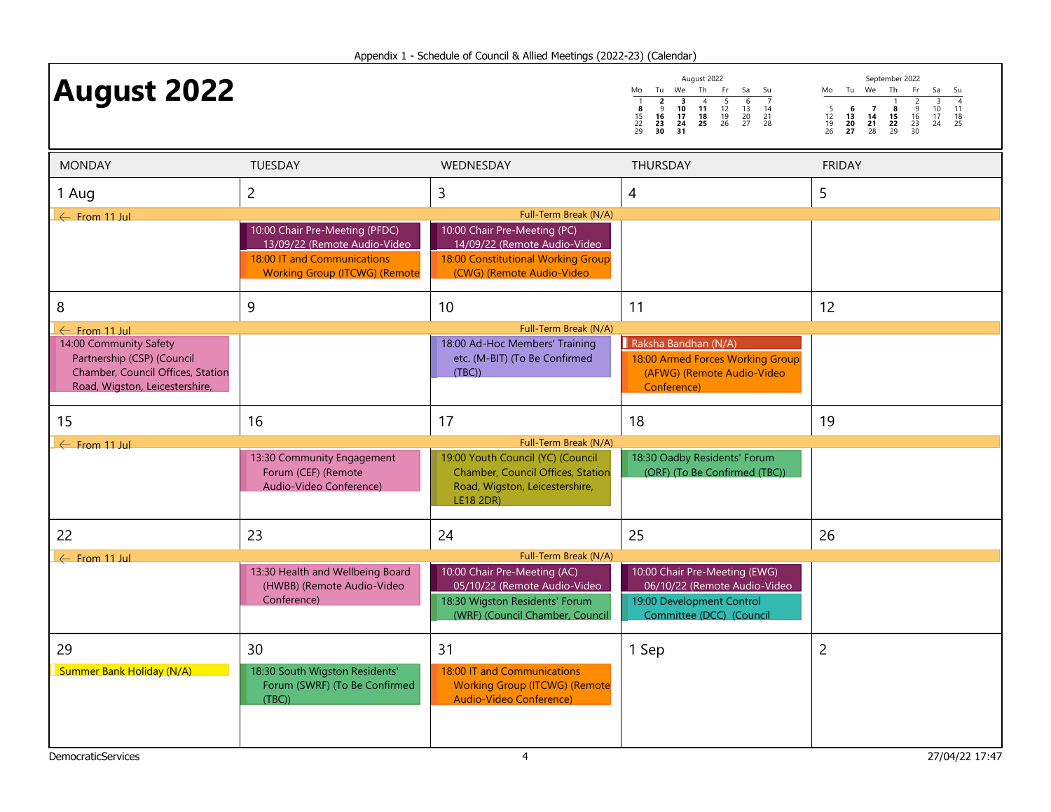Appendix 1 - Schedule of Council & Allied Meetings (2022-23) (Calendar)

# August 2022

**August 2022**

| Mo | Tu | We | Th | Fr | Sa | Su |
|---|---|---|---|---|---|---|
| 1 | **2** | **3** | 4 | 5 | 6 | 7 |
| **8** | 9 | **10** | **11** | 12 | 13 | 14 |
| 15 | **16** | **17** | **18** | 19 | 20 | 21 |
| 22 | **23** | **24** | **25** | 26 | 27 | 28 |
| 29 | **30** | **31** | | | | |

**September 2022**

| Mo | Tu | We | Th | Fr | Sa | Su |
|---|---|---|---|---|---|---|
| | | | 1 | 2 | 3 | 4 |
| 5 | **6** | **7** | **8** | 9 | 10 | 11 |
| 12 | **13** | **14** | **15** | 16 | 17 | 18 |
| 19 | **20** | **21** | **22** | 23 | 24 | 25 |
| 26 | **27** | 28 | 29 | 30 | | |

| MONDAY | TUESDAY | WEDNESDAY | THURSDAY | FRIDAY |
|---|---|---|---|---|
| **1 Aug**<br>← From 11 Jul — Full-Term Break (N/A) | **2**<br>10:00 Chair Pre-Meeting (PFDC) 13/09/22 (Remote Audio-Video<br>18:00 IT and Communications Working Group (ITCWG) (Remote | **3**<br>10:00 Chair Pre-Meeting (PC) 14/09/22 (Remote Audio-Video<br>18:00 Constitutional Working Group (CWG) (Remote Audio-Video | **4** | **5** |
| **8**<br>← From 11 Jul — Full-Term Break (N/A)<br>14:00 Community Safety Partnership (CSP) (Council Chamber, Council Offices, Station Road, Wigston, Leicestershire, | **9** | **10**<br>18:00 Ad-Hoc Members' Training etc. (M-BIT) (To Be Confirmed (TBC)) | **11**<br>Raksha Bandhan (N/A)<br>18:00 Armed Forces Working Group (AFWG) (Remote Audio-Video Conference) | **12** |
| **15**<br>← From 11 Jul — Full-Term Break (N/A) | **16**<br>13:30 Community Engagement Forum (CEF) (Remote Audio-Video Conference) | **17**<br>19:00 Youth Council (YC) (Council Chamber, Council Offices, Station Road, Wigston, Leicestershire, LE18 2DR) | **18**<br>18:30 Oadby Residents' Forum (ORF) (To Be Confirmed (TBC)) | **19** |
| **22**<br>← From 11 Jul — Full-Term Break (N/A) | **23**<br>13:30 Health and Wellbeing Board (HWBB) (Remote Audio-Video Conference) | **24**<br>10:00 Chair Pre-Meeting (AC) 05/10/22 (Remote Audio-Video<br>18:30 Wigston Residents' Forum (WRF) (Council Chamber, Council | **25**<br>10:00 Chair Pre-Meeting (EWG) 06/10/22 (Remote Audio-Video<br>19:00 Development Control Committee (DCC) (Council | **26** |
| **29**<br>Summer Bank Holiday (N/A) | **30**<br>18:30 South Wigston Residents' Forum (SWRF) (To Be Confirmed (TBC)) | **31**<br>18:00 IT and Communications Working Group (ITCWG) (Remote Audio-Video Conference) | **1 Sep** | **2** |

DemocraticServices — 27/04/22 17:47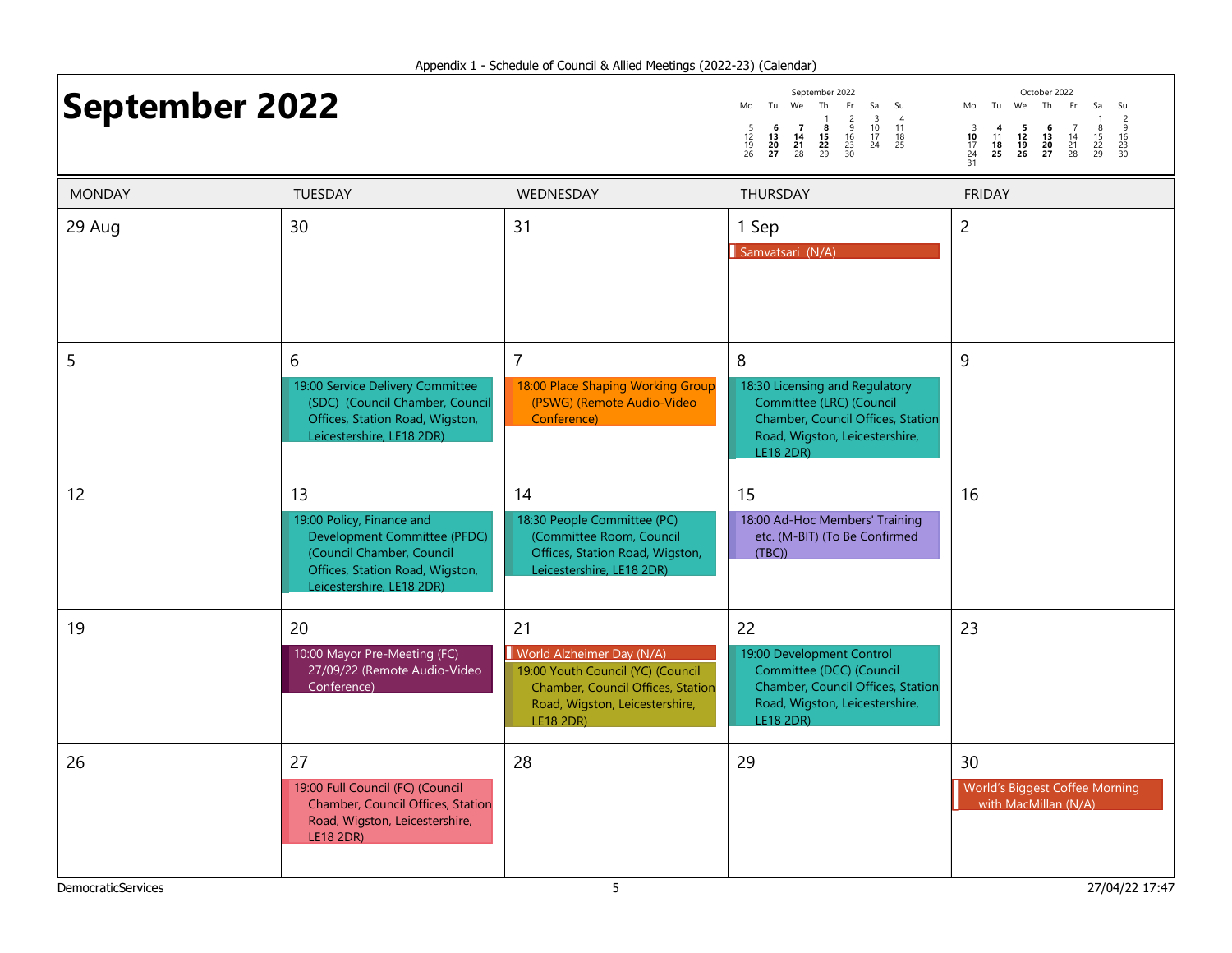Appendix 1 - Schedule of Council & Allied Meetings (2022-23) (Calendar)

# September 2022

| MONDAY | TUESDAY | WEDNESDAY | THURSDAY | FRIDAY |
|---|---|---|---|---|
| 29 Aug | 30 | 31 | 1 Sep<br>Samvatsari (N/A) | 2 |
| 5 | 6<br>19:00 Service Delivery Committee (SDC) (Council Chamber, Council Offices, Station Road, Wigston, Leicestershire, LE18 2DR) | 7<br>18:00 Place Shaping Working Group (PSWG) (Remote Audio-Video Conference) | 8<br>18:30 Licensing and Regulatory Committee (LRC) (Council Chamber, Council Offices, Station Road, Wigston, Leicestershire, LE18 2DR) | 9 |
| 12 | 13<br>19:00 Policy, Finance and Development Committee (PFDC) (Council Chamber, Council Offices, Station Road, Wigston, Leicestershire, LE18 2DR) | 14<br>18:30 People Committee (PC) (Committee Room, Council Offices, Station Road, Wigston, Leicestershire, LE18 2DR) | 15<br>18:00 Ad-Hoc Members' Training etc. (M-BIT) (To Be Confirmed (TBC)) | 16 |
| 19 | 20<br>10:00 Mayor Pre-Meeting (FC) 27/09/22 (Remote Audio-Video Conference) | 21<br>World Alzheimer Day (N/A)<br>19:00 Youth Council (YC) (Council Chamber, Council Offices, Station Road, Wigston, Leicestershire, LE18 2DR) | 22<br>19:00 Development Control Committee (DCC) (Council Chamber, Council Offices, Station Road, Wigston, Leicestershire, LE18 2DR) | 23 |
| 26 | 27<br>19:00 Full Council (FC) (Council Chamber, Council Offices, Station Road, Wigston, Leicestershire, LE18 2DR) | 28 | 29 | 30<br>World's Biggest Coffee Morning with MacMillan (N/A) |

DemocraticServices — 27/04/22 17:47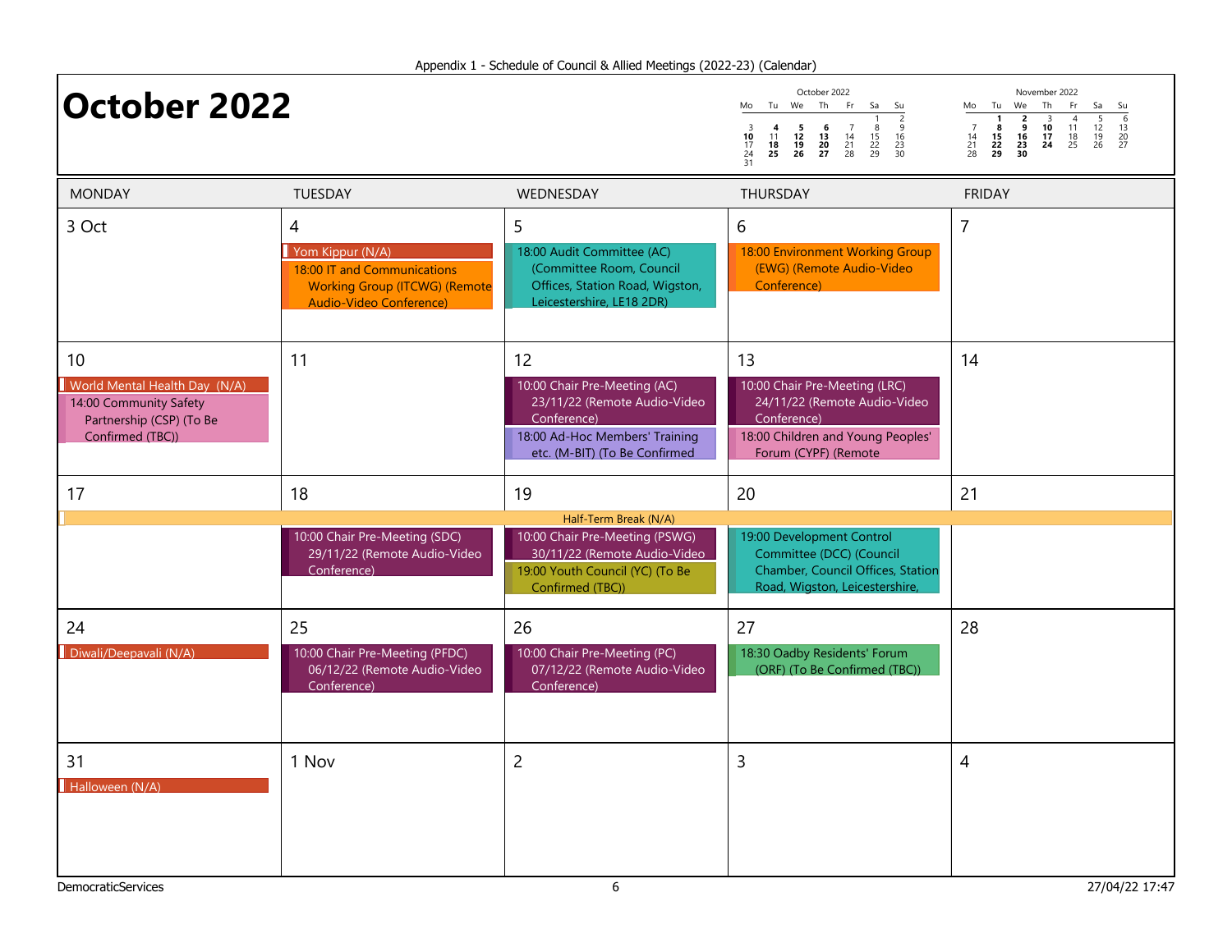Appendix 1 - Schedule of Council & Allied Meetings (2022-23) (Calendar)

# October 2022

| MONDAY | TUESDAY | WEDNESDAY | THURSDAY | FRIDAY |
|---|---|---|---|---|
| 3 Oct | 4<br>Yom Kippur (N/A)<br>18:00 IT and Communications Working Group (ITCWG) (Remote Audio-Video Conference) | 5<br>18:00 Audit Committee (AC) (Committee Room, Council Offices, Station Road, Wigston, Leicestershire, LE18 2DR) | 6<br>18:00 Environment Working Group (EWG) (Remote Audio-Video Conference) | 7 |
| 10<br>World Mental Health Day (N/A)<br>14:00 Community Safety Partnership (CSP) (To Be Confirmed (TBC)) | 11 | 12<br>10:00 Chair Pre-Meeting (AC) 23/11/22 (Remote Audio-Video Conference)<br>18:00 Ad-Hoc Members' Training etc. (M-BIT) (To Be Confirmed | 13<br>10:00 Chair Pre-Meeting (LRC) 24/11/22 (Remote Audio-Video Conference)<br>18:00 Children and Young Peoples' Forum (CYPF) (Remote | 14 |
| 17<br>Half-Term Break (N/A) | 18<br>Half-Term Break (N/A)<br>10:00 Chair Pre-Meeting (SDC) 29/11/22 (Remote Audio-Video Conference) | 19<br>Half-Term Break (N/A)<br>10:00 Chair Pre-Meeting (PSWG) 30/11/22 (Remote Audio-Video<br>19:00 Youth Council (YC) (To Be Confirmed (TBC)) | 20<br>Half-Term Break (N/A)<br>19:00 Development Control Committee (DCC) (Council Chamber, Council Offices, Station Road, Wigston, Leicestershire, | 21<br>Half-Term Break (N/A) |
| 24<br>Diwali/Deepavali (N/A) | 25<br>10:00 Chair Pre-Meeting (PFDC) 06/12/22 (Remote Audio-Video Conference) | 26<br>10:00 Chair Pre-Meeting (PC) 07/12/22 (Remote Audio-Video Conference) | 27<br>18:30 Oadby Residents' Forum (ORF) (To Be Confirmed (TBC)) | 28 |
| 31<br>Halloween (N/A) | 1 Nov | 2 | 3 | 4 |

DemocraticServices

27/04/22 17:47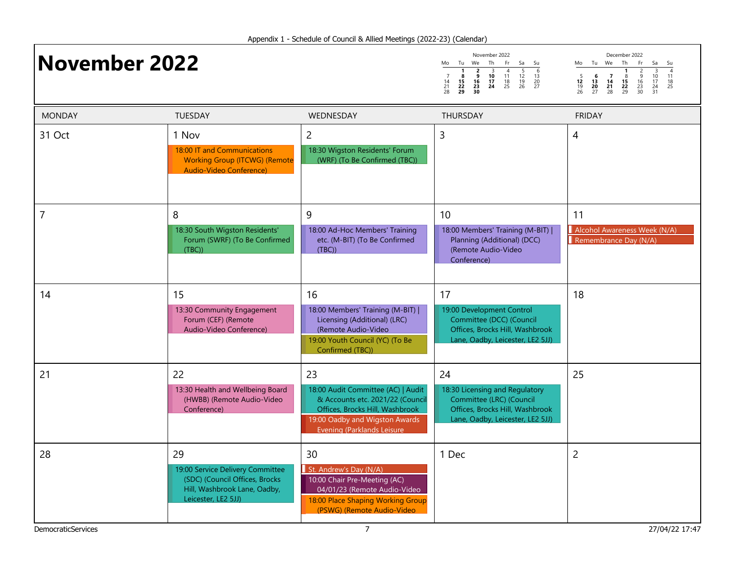Appendix 1 - Schedule of Council & Allied Meetings (2022-23) (Calendar)

# November 2022

November 2022

| Mo | Tu | We | Th | Fr | Sa | Su |
|---|---|---|---|---|---|---|
| | 1 | 2 | 3 | 4 | 5 | 6 |
| 7 | 8 | 9 | 10 | 11 | 12 | 13 |
| 14 | 15 | 16 | 17 | 18 | 19 | 20 |
| 21 | 22 | 23 | 24 | 25 | 26 | 27 |
| 28 | 29 | 30 | | | | |

December 2022

| Mo | Tu | We | Th | Fr | Sa | Su |
|---|---|---|---|---|---|---|
| | | | 1 | 2 | 3 | 4 |
| 5 | 6 | 7 | 8 | 9 | 10 | 11 |
| 12 | 13 | 14 | 15 | 16 | 17 | 18 |
| 19 | 20 | 21 | 22 | 23 | 24 | 25 |
| 26 | 27 | 28 | 29 | 30 | 31 | |

| MONDAY | TUESDAY | WEDNESDAY | THURSDAY | FRIDAY |
|---|---|---|---|---|
| 31 Oct | 1 Nov<br>18:00 IT and Communications Working Group (ITCWG) (Remote Audio-Video Conference) | 2<br>18:30 Wigston Residents' Forum (WRF) (To Be Confirmed (TBC)) | 3 | 4 |
| 7 | 8<br>18:30 South Wigston Residents' Forum (SWRF) (To Be Confirmed (TBC)) | 9<br>18:00 Ad-Hoc Members' Training etc. (M-BIT) (To Be Confirmed (TBC)) | 10<br>18:00 Members' Training (M-BIT) \| Planning (Additional) (DCC) (Remote Audio-Video Conference) | 11<br>Alcohol Awareness Week (N/A)<br>Remembrance Day (N/A) |
| 14 | 15<br>13:30 Community Engagement Forum (CEF) (Remote Audio-Video Conference) | 16<br>18:00 Members' Training (M-BIT) \| Licensing (Additional) (LRC) (Remote Audio-Video<br>19:00 Youth Council (YC) (To Be Confirmed (TBC)) | 17<br>19:00 Development Control Committee (DCC) (Council Offices, Brocks Hill, Washbrook Lane, Oadby, Leicester, LE2 5JJ) | 18 |
| 21 | 22<br>13:30 Health and Wellbeing Board (HWBB) (Remote Audio-Video Conference) | 23<br>18:00 Audit Committee (AC) \| Audit & Accounts etc. 2021/22 (Council Offices, Brocks Hill, Washbrook<br>19:00 Oadby and Wigston Awards Evening (Parklands Leisure | 24<br>18:30 Licensing and Regulatory Committee (LRC) (Council Offices, Brocks Hill, Washbrook Lane, Oadby, Leicester, LE2 5JJ) | 25 |
| 28 | 29<br>19:00 Service Delivery Committee (SDC) (Council Offices, Brocks Hill, Washbrook Lane, Oadby, Leicester, LE2 5JJ) | 30<br>St. Andrew's Day (N/A)<br>10:00 Chair Pre-Meeting (AC) 04/01/23 (Remote Audio-Video<br>18:00 Place Shaping Working Group (PSWG) (Remote Audio-Video | 1 Dec | 2 |

DemocraticServices

27/04/22 17:47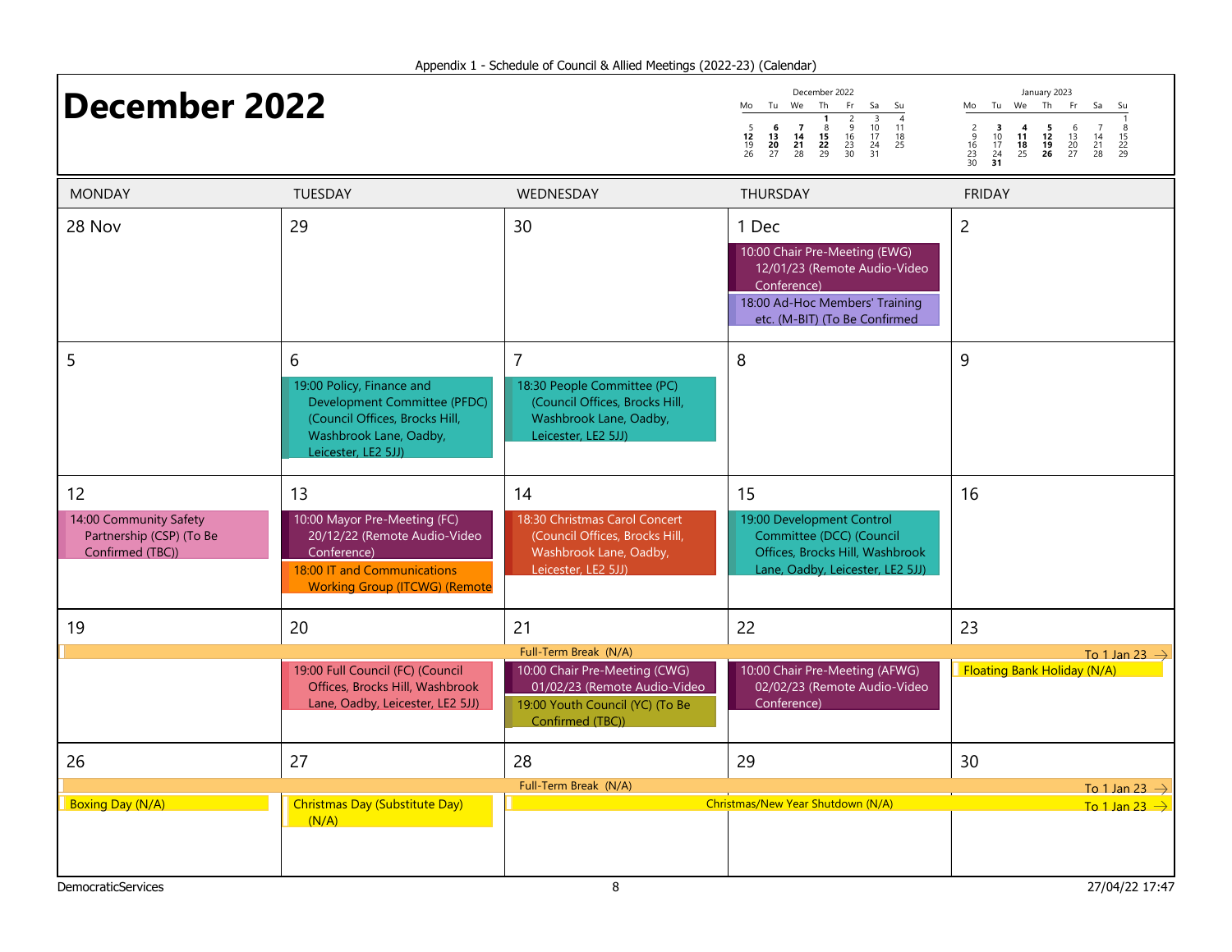Appendix 1 - Schedule of Council & Allied Meetings (2022-23) (Calendar)

# December 2022

**December 2022**

| Mo | Tu | We | Th | Fr | Sa | Su |
|---|---|---|---|---|---|---|
| | | | **1** | 2 | 3 | 4 |
| 5 | **6** | **7** | 8 | 9 | 10 | 11 |
| **12** | **13** | **14** | **15** | 16 | 17 | 18 |
| 19 | **20** | **21** | **22** | 23 | 24 | 25 |
| 26 | 27 | 28 | 29 | 30 | 31 | |

**January 2023**

| Mo | Tu | We | Th | Fr | Sa | Su |
|---|---|---|---|---|---|---|
| | | | | | | 1 |
| 2 | **3** | **4** | **5** | 6 | 7 | 8 |
| 9 | 10 | **11** | **12** | 13 | 14 | 15 |
| 16 | 17 | **18** | **19** | 20 | 21 | 22 |
| 23 | 24 | 25 | **26** | 27 | 28 | 29 |
| 30 | **31** | | | | | |

| MONDAY | TUESDAY | WEDNESDAY | THURSDAY | FRIDAY |
|---|---|---|---|---|
| 28 Nov | 29 | 30 | 1 Dec<br>10:00 Chair Pre-Meeting (EWG) 12/01/23 (Remote Audio-Video Conference)<br>18:00 Ad-Hoc Members' Training etc. (M-BIT) (To Be Confirmed | 2 |
| 5 | 6<br>19:00 Policy, Finance and Development Committee (PFDC) (Council Offices, Brocks Hill, Washbrook Lane, Oadby, Leicester, LE2 5JJ) | 7<br>18:30 People Committee (PC) (Council Offices, Brocks Hill, Washbrook Lane, Oadby, Leicester, LE2 5JJ) | 8 | 9 |
| 12<br>14:00 Community Safety Partnership (CSP) (To Be Confirmed (TBC)) | 13<br>10:00 Mayor Pre-Meeting (FC) 20/12/22 (Remote Audio-Video Conference)<br>18:00 IT and Communications Working Group (ITCWG) (Remote | 14<br>18:30 Christmas Carol Concert (Council Offices, Brocks Hill, Washbrook Lane, Oadby, Leicester, LE2 5JJ) | 15<br>19:00 Development Control Committee (DCC) (Council Offices, Brocks Hill, Washbrook Lane, Oadby, Leicester, LE2 5JJ) | 16 |
| 19<br>Full-Term Break (N/A) | 20<br>19:00 Full Council (FC) (Council Offices, Brocks Hill, Washbrook Lane, Oadby, Leicester, LE2 5JJ) | 21<br>10:00 Chair Pre-Meeting (CWG) 01/02/23 (Remote Audio-Video<br>19:00 Youth Council (YC) (To Be Confirmed (TBC)) | 22<br>10:00 Chair Pre-Meeting (AFWG) 02/02/23 (Remote Audio-Video Conference) | 23<br>To 1 Jan 23 →<br>Floating Bank Holiday (N/A) |
| 26<br>Full-Term Break (N/A)<br>Boxing Day (N/A) | 27<br>Christmas Day (Substitute Day) (N/A) | 28<br>Christmas/New Year Shutdown (N/A) | 29 | 30<br>To 1 Jan 23 →<br>To 1 Jan 23 → |

DemocraticServices

27/04/22 17:47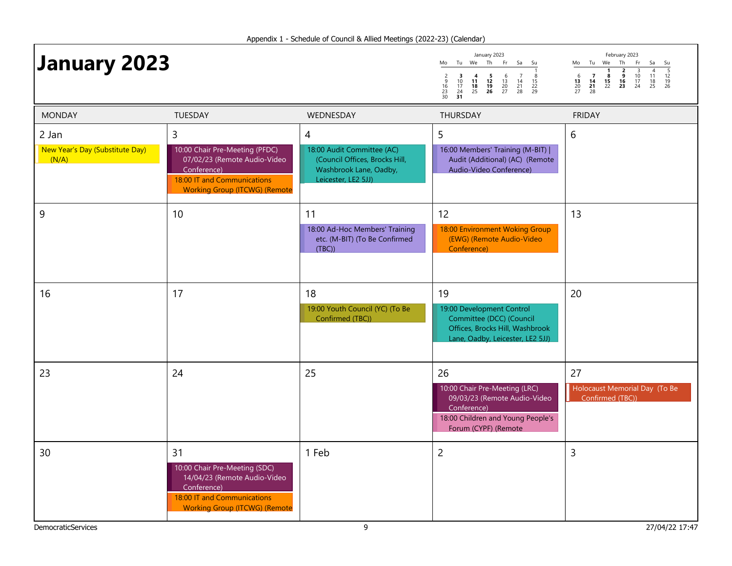Appendix 1 - Schedule of Council & Allied Meetings (2022-23) (Calendar)

# January 2023

**January 2023**

| Mo | Tu | We | Th | Fr | Sa | Su |
|---|---|---|---|---|---|---|
| | | | | | | 1 |
| 2 | **3** | **4** | **5** | 6 | 7 | 8 |
| 9 | 10 | **11** | **12** | 13 | 14 | 15 |
| 16 | 17 | **18** | **19** | 20 | 21 | 22 |
| 23 | 24 | 25 | **26** | 27 | 28 | 29 |
| 30 | **31** | | | | | |

**February 2023**

| Mo | Tu | We | Th | Fr | Sa | Su |
|---|---|---|---|---|---|---|
| | | **1** | **2** | 3 | 4 | 5 |
| 6 | **7** | **8** | **9** | 10 | 11 | 12 |
| **13** | **14** | **15** | **16** | 17 | 18 | 19 |
| 20 | **21** | 22 | **23** | 24 | 25 | 26 |
| 27 | 28 | | | | | |

| MONDAY | TUESDAY | WEDNESDAY | THURSDAY | FRIDAY |
|---|---|---|---|---|
| **2 Jan**<br>New Year's Day (Substitute Day) (N/A) | **3**<br>10:00 Chair Pre-Meeting (PFDC) 07/02/23 (Remote Audio-Video Conference)<br>18:00 IT and Communications Working Group (ITCWG) (Remote | **4**<br>18:00 Audit Committee (AC) (Council Offices, Brocks Hill, Washbrook Lane, Oadby, Leicester, LE2 5JJ) | **5**<br>16:00 Members' Training (M-BIT) \| Audit (Additional) (AC) (Remote Audio-Video Conference) | **6** |
| **9** | **10** | **11**<br>18:00 Ad-Hoc Members' Training etc. (M-BIT) (To Be Confirmed (TBC)) | **12**<br>18:00 Environment Woking Group (EWG) (Remote Audio-Video Conference) | **13** |
| **16** | **17** | **18**<br>19:00 Youth Council (YC) (To Be Confirmed (TBC)) | **19**<br>19:00 Development Control Committee (DCC) (Council Offices, Brocks Hill, Washbrook Lane, Oadby, Leicester, LE2 5JJ) | **20** |
| **23** | **24** | **25** | **26**<br>10:00 Chair Pre-Meeting (LRC) 09/03/23 (Remote Audio-Video Conference)<br>18:00 Children and Young People's Forum (CYPF) (Remote | **27**<br>Holocaust Memorial Day (To Be Confirmed (TBC)) |
| **30** | **31**<br>10:00 Chair Pre-Meeting (SDC) 14/04/23 (Remote Audio-Video Conference)<br>18:00 IT and Communications Working Group (ITCWG) (Remote | **1 Feb** | **2** | **3** |

DemocraticServices | 27/04/22 17:47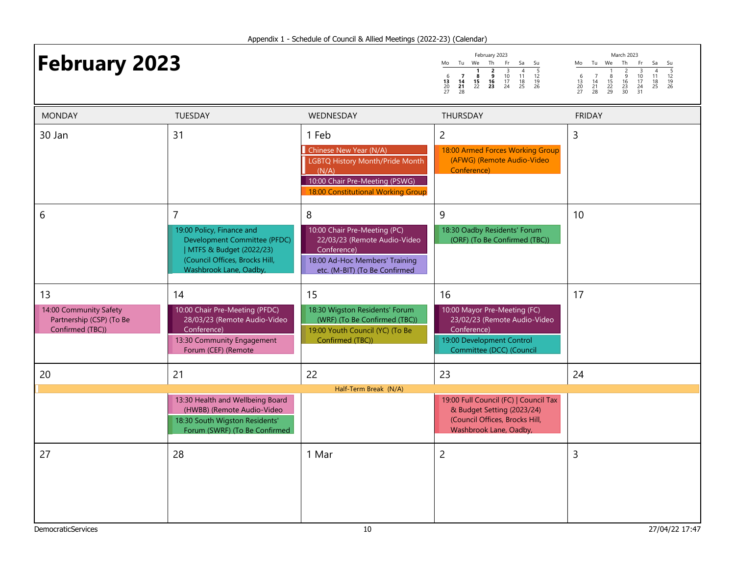Appendix 1 - Schedule of Council & Allied Meetings (2022-23) (Calendar)

# February 2023

February 2023

| Mo | Tu | We | Th | Fr | Sa | Su |
|---|---|---|---|---|---|---|
| | | 1 | 2 | 3 | 4 | 5 |
| 6 | 7 | 8 | 9 | 10 | 11 | 12 |
| 13 | 14 | 15 | 16 | 17 | 18 | 19 |
| 20 | 21 | 22 | 23 | 24 | 25 | 26 |
| 27 | 28 | | | | | |

March 2023

| Mo | Tu | We | Th | Fr | Sa | Su |
|---|---|---|---|---|---|---|
| | | 1 | 2 | 3 | 4 | 5 |
| 6 | 7 | 8 | 9 | 10 | 11 | 12 |
| 13 | 14 | 15 | 16 | 17 | 18 | 19 |
| 20 | 21 | 22 | 23 | 24 | 25 | 26 |
| 27 | 28 | 29 | 30 | 31 | | |

| MONDAY | TUESDAY | WEDNESDAY | THURSDAY | FRIDAY |
|---|---|---|---|---|
| 30 Jan | 31 | 1 Feb<br>Chinese New Year (N/A)<br>LGBTQ History Month/Pride Month (N/A)<br>10:00 Chair Pre-Meeting (PSWG)<br>18:00 Constitutional Working Group | 2<br>18:00 Armed Forces Working Group (AFWG) (Remote Audio-Video Conference) | 3 |
| 6 | 7<br>19:00 Policy, Finance and Development Committee (PFDC) \| MTFS & Budget (2022/23) (Council Offices, Brocks Hill, Washbrook Lane, Oadby, | 8<br>10:00 Chair Pre-Meeting (PC) 22/03/23 (Remote Audio-Video Conference)<br>18:00 Ad-Hoc Members' Training etc. (M-BIT) (To Be Confirmed | 9<br>18:30 Oadby Residents' Forum (ORF) (To Be Confirmed (TBC)) | 10 |
| 13<br>14:00 Community Safety Partnership (CSP) (To Be Confirmed (TBC)) | 14<br>10:00 Chair Pre-Meeting (PFDC) 28/03/23 (Remote Audio-Video Conference)<br>13:30 Community Engagement Forum (CEF) (Remote | 15<br>18:30 Wigston Residents' Forum (WRF) (To Be Confirmed (TBC))<br>19:00 Youth Council (YC) (To Be Confirmed (TBC)) | 16<br>10:00 Mayor Pre-Meeting (FC) 23/02/23 (Remote Audio-Video Conference)<br>19:00 Development Control Committee (DCC) (Council | 17 |
| 20<br>Half-Term Break (N/A) | 21<br>Half-Term Break (N/A)<br>13:30 Health and Wellbeing Board (HWBB) (Remote Audio-Video<br>18:30 South Wigston Residents' Forum (SWRF) (To Be Confirmed | 22<br>Half-Term Break (N/A) | 23<br>Half-Term Break (N/A)<br>19:00 Full Council (FC) \| Council Tax & Budget Setting (2023/24) (Council Offices, Brocks Hill, Washbrook Lane, Oadby, | 24<br>Half-Term Break (N/A) |
| 27 | 28 | 1 Mar | 2 | 3 |

DemocraticServices

27/04/22 17:47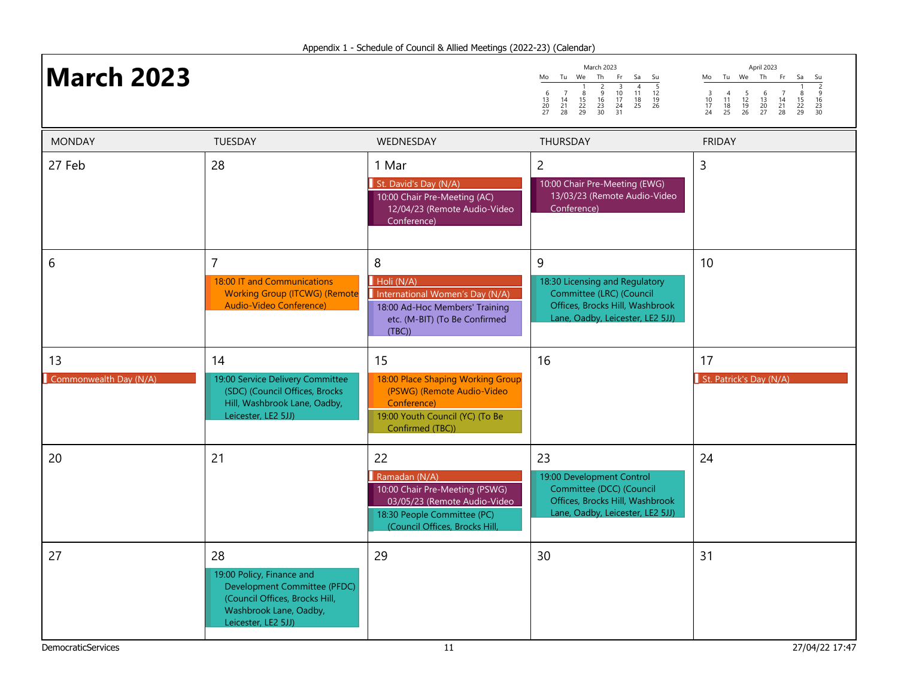Appendix 1 - Schedule of Council & Allied Meetings (2022-23) (Calendar)

# March 2023

**March 2023**

| Mo | Tu | We | Th | Fr | Sa | Su |
|---|---|---|---|---|---|---|
| | | 1 | 2 | 3 | 4 | 5 |
| 6 | 7 | 8 | 9 | 10 | 11 | 12 |
| 13 | 14 | 15 | 16 | 17 | 18 | 19 |
| 20 | 21 | 22 | 23 | 24 | 25 | 26 |
| 27 | 28 | 29 | 30 | 31 | | |

**April 2023**

| Mo | Tu | We | Th | Fr | Sa | Su |
|---|---|---|---|---|---|---|
| | | | | | 1 | 2 |
| 3 | 4 | 5 | 6 | 7 | 8 | 9 |
| 10 | 11 | 12 | 13 | 14 | 15 | 16 |
| 17 | 18 | 19 | 20 | 21 | 22 | 23 |
| 24 | 25 | 26 | 27 | 28 | 29 | 30 |

| MONDAY | TUESDAY | WEDNESDAY | THURSDAY | FRIDAY |
|---|---|---|---|---|
| 27 Feb | 28 | 1 Mar<br>St. David's Day (N/A)<br>10:00 Chair Pre-Meeting (AC) 12/04/23 (Remote Audio-Video Conference) | 2<br>10:00 Chair Pre-Meeting (EWG) 13/03/23 (Remote Audio-Video Conference) | 3 |
| 6 | 7<br>18:00 IT and Communications Working Group (ITCWG) (Remote Audio-Video Conference) | 8<br>Holi (N/A)<br>International Women's Day (N/A)<br>18:00 Ad-Hoc Members' Training etc. (M-BIT) (To Be Confirmed (TBC)) | 9<br>18:30 Licensing and Regulatory Committee (LRC) (Council Offices, Brocks Hill, Washbrook Lane, Oadby, Leicester, LE2 5JJ) | 10 |
| 13<br>Commonwealth Day (N/A) | 14<br>19:00 Service Delivery Committee (SDC) (Council Offices, Brocks Hill, Washbrook Lane, Oadby, Leicester, LE2 5JJ) | 15<br>18:00 Place Shaping Working Group (PSWG) (Remote Audio-Video Conference)<br>19:00 Youth Council (YC) (To Be Confirmed (TBC)) | 16 | 17<br>St. Patrick's Day (N/A) |
| 20 | 21 | 22<br>Ramadan (N/A)<br>10:00 Chair Pre-Meeting (PSWG) 03/05/23 (Remote Audio-Video<br>18:30 People Committee (PC) (Council Offices, Brocks Hill, | 23<br>19:00 Development Control Committee (DCC) (Council Offices, Brocks Hill, Washbrook Lane, Oadby, Leicester, LE2 5JJ) | 24 |
| 27 | 28<br>19:00 Policy, Finance and Development Committee (PFDC) (Council Offices, Brocks Hill, Washbrook Lane, Oadby, Leicester, LE2 5JJ) | 29 | 30 | 31 |

DemocraticServices

27/04/22 17:47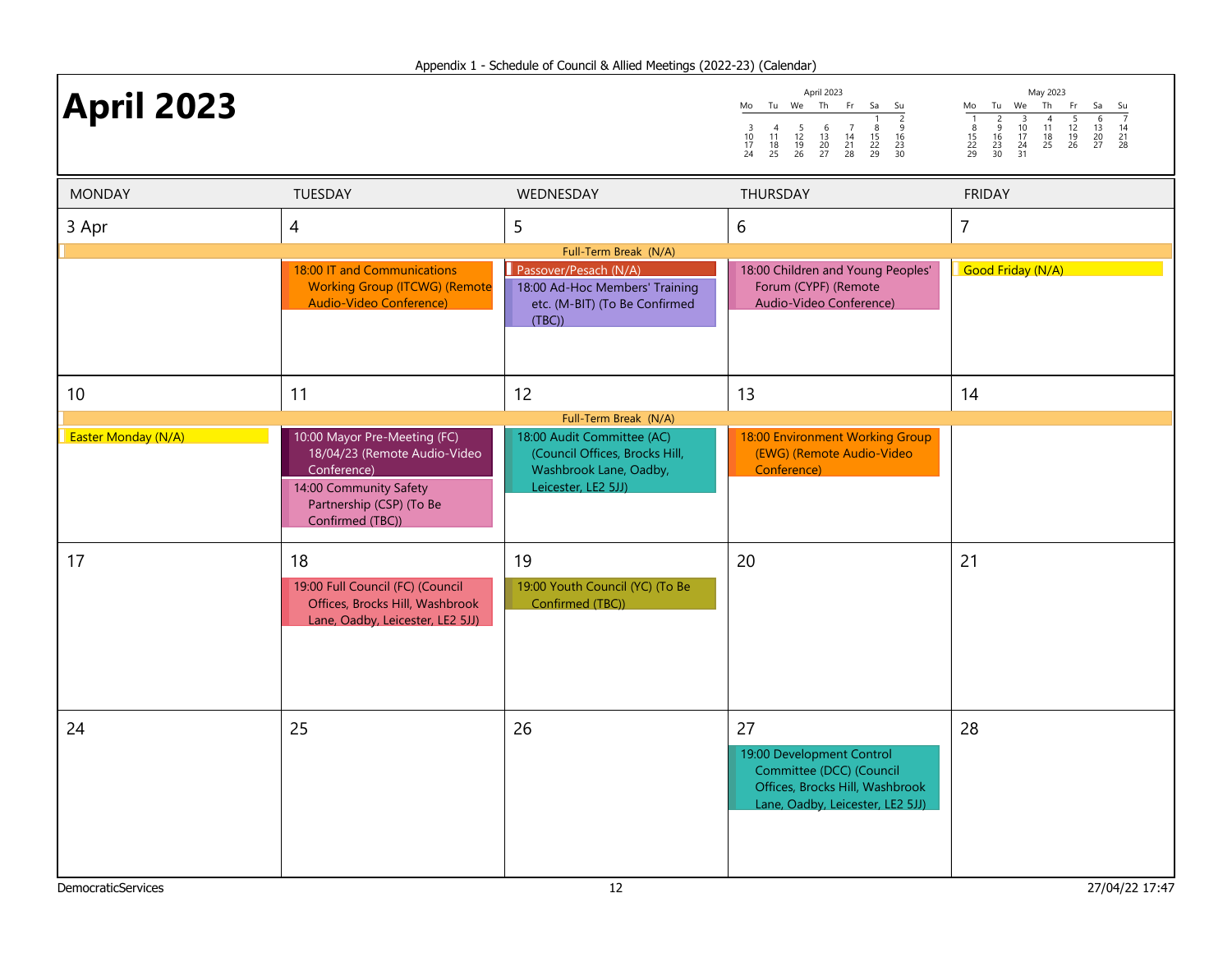Appendix 1 - Schedule of Council & Allied Meetings (2022-23) (Calendar)

# April 2023

April 2023

| Mo | Tu | We | Th | Fr | Sa | Su |
|---|---|---|---|---|---|---|
| | | | | | 1 | 2 |
| 3 | 4 | 5 | 6 | 7 | 8 | 9 |
| 10 | 11 | 12 | 13 | 14 | 15 | 16 |
| 17 | 18 | 19 | 20 | 21 | 22 | 23 |
| 24 | 25 | 26 | 27 | 28 | 29 | 30 |

May 2023

| Mo | Tu | We | Th | Fr | Sa | Su |
|---|---|---|---|---|---|---|
| 1 | 2 | 3 | 4 | 5 | 6 | 7 |
| 8 | 9 | 10 | 11 | 12 | 13 | 14 |
| 15 | 16 | 17 | 18 | 19 | 20 | 21 |
| 22 | 23 | 24 | 25 | 26 | 27 | 28 |
| 29 | 30 | 31 | | | | |

| MONDAY | TUESDAY | WEDNESDAY | THURSDAY | FRIDAY |
|---|---|---|---|---|
| 3 Apr<br>Full-Term Break (N/A) | 4<br>Full-Term Break (N/A)<br>18:00 IT and Communications Working Group (ITCWG) (Remote Audio-Video Conference) | 5<br>Full-Term Break (N/A)<br>Passover/Pesach (N/A)<br>18:00 Ad-Hoc Members' Training etc. (M-BIT) (To Be Confirmed (TBC)) | 6<br>Full-Term Break (N/A)<br>18:00 Children and Young Peoples' Forum (CYPF) (Remote Audio-Video Conference) | 7<br>Full-Term Break (N/A)<br>Good Friday (N/A) |
| 10<br>Full-Term Break (N/A)<br>Easter Monday (N/A) | 11<br>Full-Term Break (N/A)<br>10:00 Mayor Pre-Meeting (FC) 18/04/23 (Remote Audio-Video Conference)<br>14:00 Community Safety Partnership (CSP) (To Be Confirmed (TBC)) | 12<br>Full-Term Break (N/A)<br>18:00 Audit Committee (AC) (Council Offices, Brocks Hill, Washbrook Lane, Oadby, Leicester, LE2 5JJ) | 13<br>Full-Term Break (N/A)<br>18:00 Environment Working Group (EWG) (Remote Audio-Video Conference) | 14<br>Full-Term Break (N/A) |
| 17 | 18<br>19:00 Full Council (FC) (Council Offices, Brocks Hill, Washbrook Lane, Oadby, Leicester, LE2 5JJ) | 19<br>19:00 Youth Council (YC) (To Be Confirmed (TBC)) | 20 | 21 |
| 24 | 25 | 26 | 27<br>19:00 Development Control Committee (DCC) (Council Offices, Brocks Hill, Washbrook Lane, Oadby, Leicester, LE2 5JJ) | 28 |

DemocraticServices

27/04/22 17:47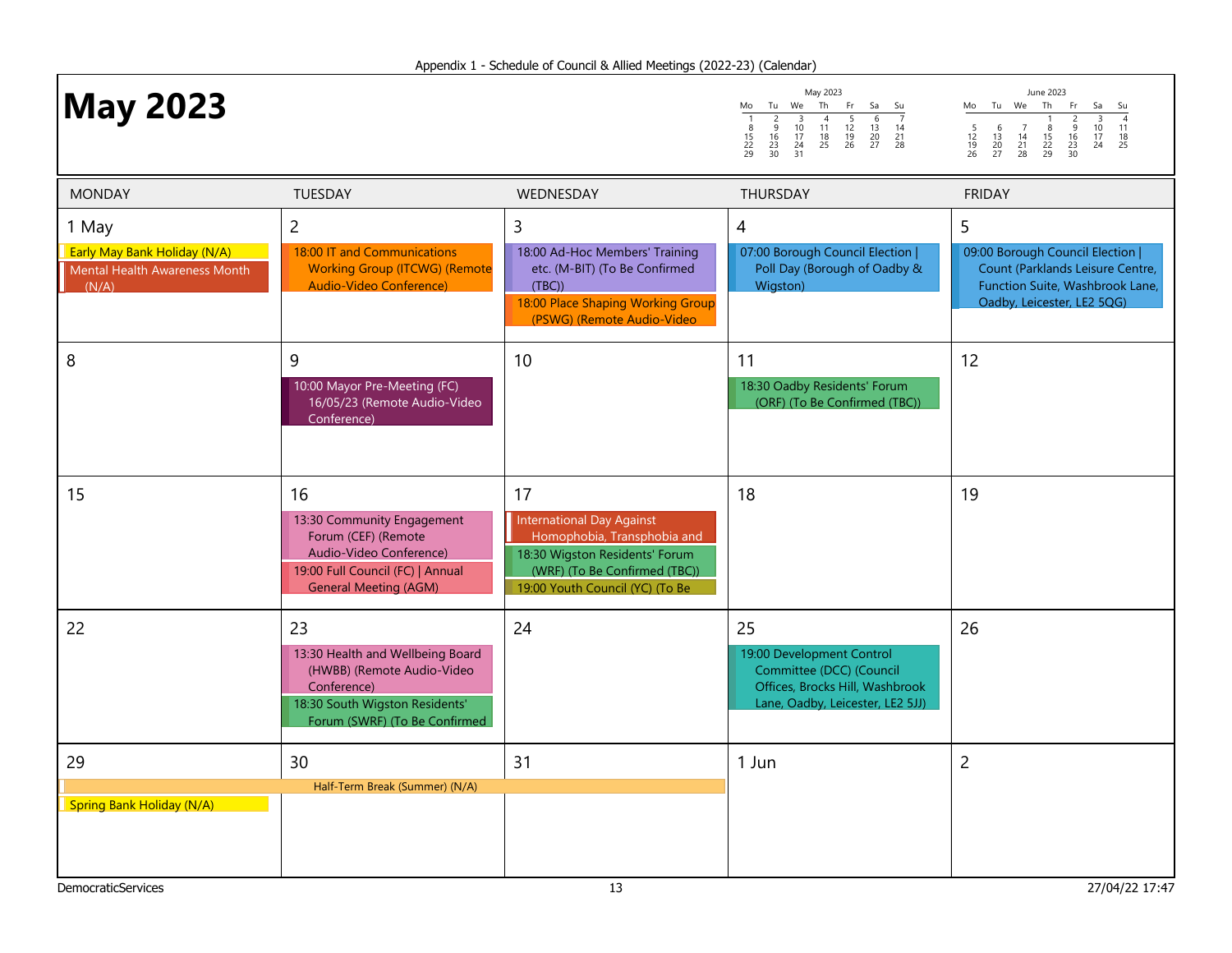Appendix 1 - Schedule of Council & Allied Meetings (2022-23) (Calendar)

# May 2023

May 2023

| Mo | Tu | We | Th | Fr | Sa | Su |
|---|---|---|---|---|---|---|
| 1 | 2 | 3 | 4 | 5 | 6 | 7 |
| 8 | 9 | 10 | 11 | 12 | 13 | 14 |
| 15 | 16 | 17 | 18 | 19 | 20 | 21 |
| 22 | 23 | 24 | 25 | 26 | 27 | 28 |
| 29 | 30 | 31 | | | | |

June 2023

| Mo | Tu | We | Th | Fr | Sa | Su |
|---|---|---|---|---|---|---|
| | | | 1 | 2 | 3 | 4 |
| 5 | 6 | 7 | 8 | 9 | 10 | 11 |
| 12 | 13 | 14 | 15 | 16 | 17 | 18 |
| 19 | 20 | 21 | 22 | 23 | 24 | 25 |
| 26 | 27 | 28 | 29 | 30 | | |

| MONDAY | TUESDAY | WEDNESDAY | THURSDAY | FRIDAY |
|---|---|---|---|---|
| 1 May<br>Early May Bank Holiday (N/A)<br>Mental Health Awareness Month (N/A) | 2<br>18:00 IT and Communications Working Group (ITCWG) (Remote Audio-Video Conference) | 3<br>18:00 Ad-Hoc Members' Training etc. (M-BIT) (To Be Confirmed (TBC))<br>18:00 Place Shaping Working Group (PSWG) (Remote Audio-Video | 4<br>07:00 Borough Council Election \| Poll Day (Borough of Oadby & Wigston) | 5<br>09:00 Borough Council Election \| Count (Parklands Leisure Centre, Function Suite, Washbrook Lane, Oadby, Leicester, LE2 5QG) |
| 8 | 9<br>10:00 Mayor Pre-Meeting (FC) 16/05/23 (Remote Audio-Video Conference) | 10 | 11<br>18:30 Oadby Residents' Forum (ORF) (To Be Confirmed (TBC)) | 12 |
| 15 | 16<br>13:30 Community Engagement Forum (CEF) (Remote Audio-Video Conference)<br>19:00 Full Council (FC) \| Annual General Meeting (AGM) | 17<br>International Day Against Homophobia, Transphobia and<br>18:30 Wigston Residents' Forum (WRF) (To Be Confirmed (TBC))<br>19:00 Youth Council (YC) (To Be | 18 | 19 |
| 22 | 23<br>13:30 Health and Wellbeing Board (HWBB) (Remote Audio-Video Conference)<br>18:30 South Wigston Residents' Forum (SWRF) (To Be Confirmed | 24 | 25<br>19:00 Development Control Committee (DCC) (Council Offices, Brocks Hill, Washbrook Lane, Oadby, Leicester, LE2 5JJ) | 26 |
| 29<br>Half-Term Break (Summer) (N/A)<br>Spring Bank Holiday (N/A) | 30<br>Half-Term Break (Summer) (N/A) | 31<br>Half-Term Break (Summer) (N/A) | 1 Jun | 2 |

DemocraticServices 27/04/22 17:47